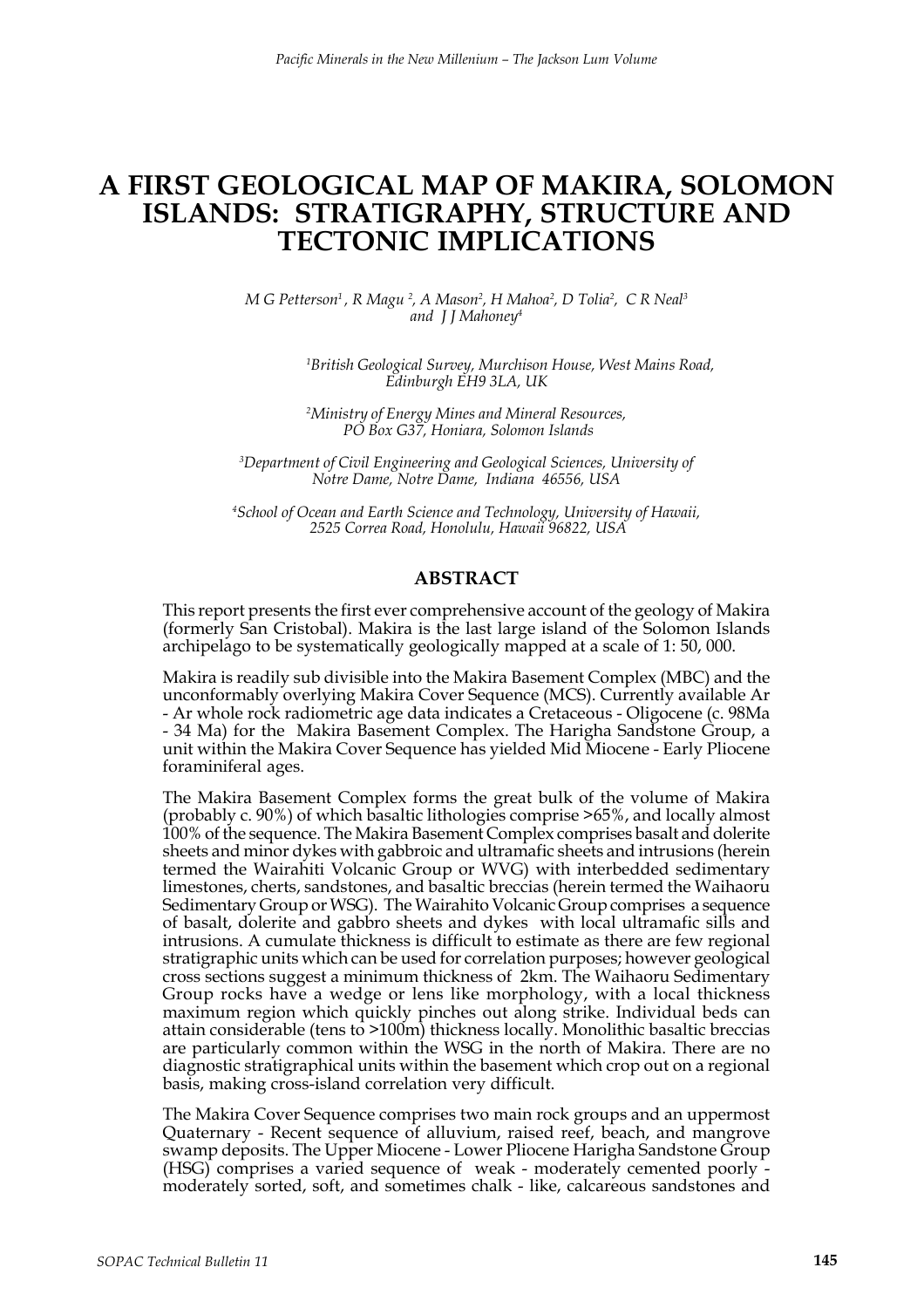# A FIRST GEOLOGICAL MAP OF MAKIRA, SOLOMON ISLANDS: STRATIGRAPHY, STRUCTURE AND TECTONIC IMPLICATIONS

*M G Petterson[1], R Magu [2], A Mason[2], H Mahoa[2], D Tolia[2], C R Neal[3] and J J Mahoney[4]*

[1]*British Geological Survey, Murchison House, West Mains Road, Edinburgh EH9 3LA, UK*

[2]*Ministry of Energy Mines and Mineral Resources, PO Box G37, Honiara, Solomon Islands*

[3]*Department of Civil Engineering and Geological Sciences, University of Notre Dame, Notre Dame, Indiana 46556, USA*

[4]*School of Ocean and Earth Science and Technology, University of Hawaii, 2525 Correa Road, Honolulu, Hawaii 96822, USA*

## ABSTRACT

This report presents the first ever comprehensive account of the geology of Makira (formerly San Cristobal). Makira is the last large island of the Solomon Islands archipelago to be systematically geologically mapped at a scale of 1: 50, 000.

Makira is readily sub divisible into the Makira Basement Complex (MBC) and the unconformably overlying Makira Cover Sequence (MCS). Currently available Ar - Ar whole rock radiometric age data indicates a Cretaceous - Oligocene (c. 98Ma - 34 Ma) for the Makira Basement Complex. The Harigha Sandstone Group, a unit within the Makira Cover Sequence has yielded Mid Miocene - Early Pliocene foraminiferal ages.

The Makira Basement Complex forms the great bulk of the volume of Makira (probably c. 90%) of which basaltic lithologies comprise >65%, and locally almost 100% of the sequence. The Makira Basement Complex comprises basalt and dolerite sheets and minor dykes with gabbroic and ultramafic sheets and intrusions (herein termed the Wairahiti Volcanic Group or WVG) with interbedded sedimentary limestones, cherts, sandstones, and basaltic breccias (herein termed the Waihaoru Sedimentary Group or WSG). The Wairahito Volcanic Group comprises a sequence of basalt, dolerite and gabbro sheets and dykes with local ultramafic sills and intrusions. A cumulate thickness is difficult to estimate as there are few regional stratigraphic units which can be used for correlation purposes; however geological cross sections suggest a minimum thickness of 2km. The Waihaoru Sedimentary Group rocks have a wedge or lens like morphology, with a local thickness maximum region which quickly pinches out along strike. Individual beds can attain considerable (tens to >100m) thickness locally. Monolithic basaltic breccias are particularly common within the WSG in the north of Makira. There are no diagnostic stratigraphical units within the basement which crop out on a regional basis, making cross-island correlation very difficult.

The Makira Cover Sequence comprises two main rock groups and an uppermost Quaternary - Recent sequence of alluvium, raised reef, beach, and mangrove swamp deposits. The Upper Miocene - Lower Pliocene Harigha Sandstone Group (HSG) comprises a varied sequence of weak - moderately cemented poorly - moderately sorted, soft, and sometimes chalk - like, calcareous sandstones and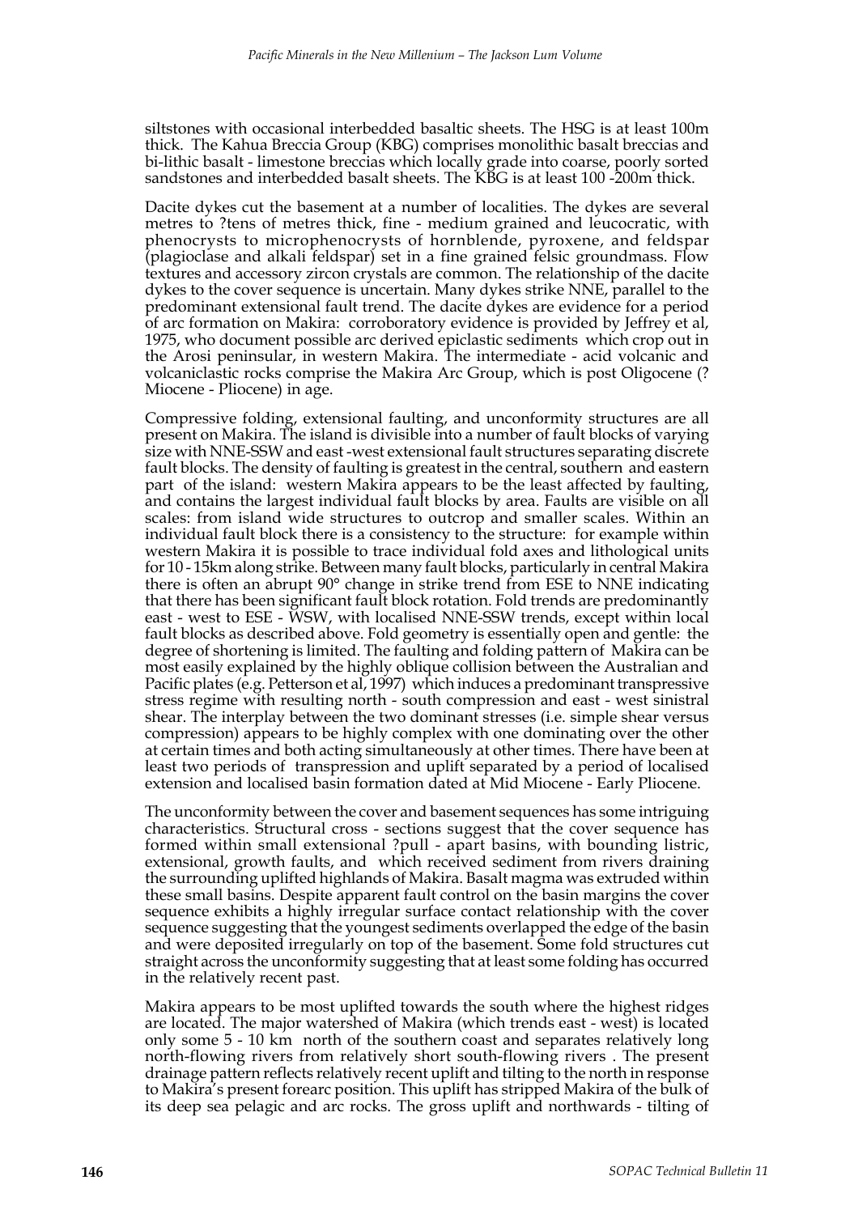siltstones with occasional interbedded basaltic sheets. The HSG is at least 100m thick. The Kahua Breccia Group (KBG) comprises monolithic basalt breccias and bi-lithic basalt - limestone breccias which locally grade into coarse, poorly sorted sandstones and interbedded basalt sheets. The KBG is at least 100 -200m thick.

Dacite dykes cut the basement at a number of localities. The dykes are several metres to ?tens of metres thick, fine - medium grained and leucocratic, with phenocrysts to microphenocrysts of hornblende, pyroxene, and feldspar (plagioclase and alkali feldspar) set in a fine grained felsic groundmass. Flow textures and accessory zircon crystals are common. The relationship of the dacite dykes to the cover sequence is uncertain. Many dykes strike NNE, parallel to the predominant extensional fault trend. The dacite dykes are evidence for a period of arc formation on Makira: corroboratory evidence is provided by Jeffrey et al, 1975, who document possible arc derived epiclastic sediments which crop out in the Arosi peninsular, in western Makira. The intermediate - acid volcanic and volcaniclastic rocks comprise the Makira Arc Group, which is post Oligocene (? Miocene - Pliocene) in age.

Compressive folding, extensional faulting, and unconformity structures are all present on Makira. The island is divisible into a number of fault blocks of varying size with NNE-SSW and east -west extensional fault structures separating discrete fault blocks. The density of faulting is greatest in the central, southern and eastern part of the island: western Makira appears to be the least affected by faulting, and contains the largest individual fault blocks by area. Faults are visible on all scales: from island wide structures to outcrop and smaller scales. Within an individual fault block there is a consistency to the structure: for example within western Makira it is possible to trace individual fold axes and lithological units for 10 - 15km along strike. Between many fault blocks, particularly in central Makira there is often an abrupt 90° change in strike trend from ESE to NNE indicating that there has been significant fault block rotation. Fold trends are predominantly east - west to ESE - WSW, with localised NNE-SSW trends, except within local fault blocks as described above. Fold geometry is essentially open and gentle: the degree of shortening is limited. The faulting and folding pattern of Makira can be most easily explained by the highly oblique collision between the Australian and Pacific plates (e.g. Petterson et al, 1997) which induces a predominant transpressive stress regime with resulting north - south compression and east - west sinistral shear. The interplay between the two dominant stresses (i.e. simple shear versus compression) appears to be highly complex with one dominating over the other at certain times and both acting simultaneously at other times. There have been at least two periods of transpression and uplift separated by a period of localised extension and localised basin formation dated at Mid Miocene - Early Pliocene.

The unconformity between the cover and basement sequences has some intriguing characteristics. Structural cross - sections suggest that the cover sequence has formed within small extensional ?pull - apart basins, with bounding listric, extensional, growth faults, and which received sediment from rivers draining the surrounding uplifted highlands of Makira. Basalt magma was extruded within these small basins. Despite apparent fault control on the basin margins the cover sequence exhibits a highly irregular surface contact relationship with the cover sequence suggesting that the youngest sediments overlapped the edge of the basin and were deposited irregularly on top of the basement. Some fold structures cut straight across the unconformity suggesting that at least some folding has occurred in the relatively recent past.

Makira appears to be most uplifted towards the south where the highest ridges are located. The major watershed of Makira (which trends east - west) is located only some 5 - 10 km north of the southern coast and separates relatively long north-flowing rivers from relatively short south-flowing rivers . The present drainage pattern reflects relatively recent uplift and tilting to the north in response to Makira's present forearc position. This uplift has stripped Makira of the bulk of its deep sea pelagic and arc rocks. The gross uplift and northwards - tilting of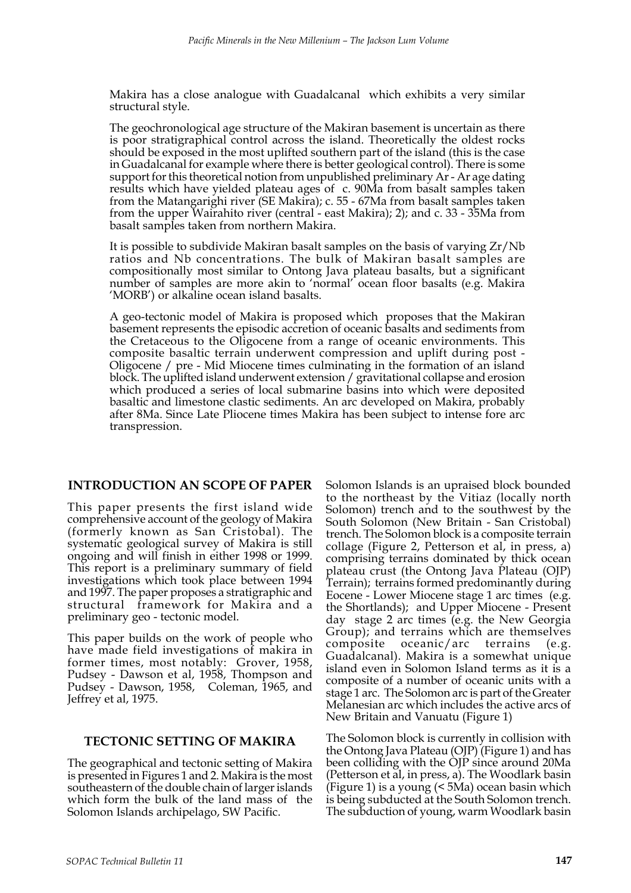Makira has a close analogue with Guadalcanal which exhibits a very similar structural style.

The geochronological age structure of the Makiran basement is uncertain as there is poor stratigraphical control across the island. Theoretically the oldest rocks should be exposed in the most uplifted southern part of the island (this is the case in Guadalcanal for example where there is better geological control). There is some support for this theoretical notion from unpublished preliminary Ar - Ar age dating results which have yielded plateau ages of c. 90Ma from basalt samples taken from the Matangarighi river (SE Makira); c. 55 - 67Ma from basalt samples taken from the upper Wairahito river (central - east Makira); 2); and c. 33 - 35Ma from basalt samples taken from northern Makira.

It is possible to subdivide Makiran basalt samples on the basis of varying Zr/Nb ratios and Nb concentrations. The bulk of Makiran basalt samples are compositionally most similar to Ontong Java plateau basalts, but a significant number of samples are more akin to 'normal' ocean floor basalts (e.g. Makira 'MORB') or alkaline ocean island basalts.

A geo-tectonic model of Makira is proposed which proposes that the Makiran basement represents the episodic accretion of oceanic basalts and sediments from the Cretaceous to the Oligocene from a range of oceanic environments. This composite basaltic terrain underwent compression and uplift during post - Oligocene / pre - Mid Miocene times culminating in the formation of an island block. The uplifted island underwent extension / gravitational collapse and erosion which produced a series of local submarine basins into which were deposited basaltic and limestone clastic sediments. An arc developed on Makira, probably after 8Ma. Since Late Pliocene times Makira has been subject to intense fore arc transpression.

## INTRODUCTION AN SCOPE OF PAPER

This paper presents the first island wide comprehensive account of the geology of Makira (formerly known as San Cristobal). The systematic geological survey of Makira is still ongoing and will finish in either 1998 or 1999. This report is a preliminary summary of field investigations which took place between 1994 and 1997. The paper proposes a stratigraphic and structural framework for Makira and a preliminary geo - tectonic model.

This paper builds on the work of people who have made field investigations of makira in former times, most notably: Grover, 1958, Pudsey - Dawson et al, 1958, Thompson and Pudsey - Dawson, 1958, Coleman, 1965, and Jeffrey et al, 1975.

## TECTONIC SETTING OF MAKIRA

The geographical and tectonic setting of Makira is presented in Figures 1 and 2. Makira is the most southeastern of the double chain of larger islands which form the bulk of the land mass of the Solomon Islands archipelago, SW Pacific. Solomon Islands is an upraised block bounded to the northeast by the Vitiaz (locally north Solomon) trench and to the southwest by the South Solomon (New Britain - San Cristobal) trench. The Solomon block is a composite terrain collage (Figure 2, Petterson et al, in press, a) comprising terrains dominated by thick ocean plateau crust (the Ontong Java Plateau (OJP) Terrain); terrains formed predominantly during Eocene - Lower Miocene stage 1 arc times (e.g. the Shortlands); and Upper Miocene - Present day stage 2 arc times (e.g. the New Georgia Group); and terrains which are themselves composite oceanic/arc terrains (e.g. Guadalcanal). Makira is a somewhat unique island even in Solomon Island terms as it is a composite of a number of oceanic units with a stage 1 arc. The Solomon arc is part of the Greater Melanesian arc which includes the active arcs of New Britain and Vanuatu (Figure 1)

The Solomon block is currently in collision with the Ontong Java Plateau (OJP) (Figure 1) and has been colliding with the OJP since around 20Ma (Petterson et al, in press, a). The Woodlark basin (Figure 1) is a young (< 5Ma) ocean basin which is being subducted at the South Solomon trench. The subduction of young, warm Woodlark basin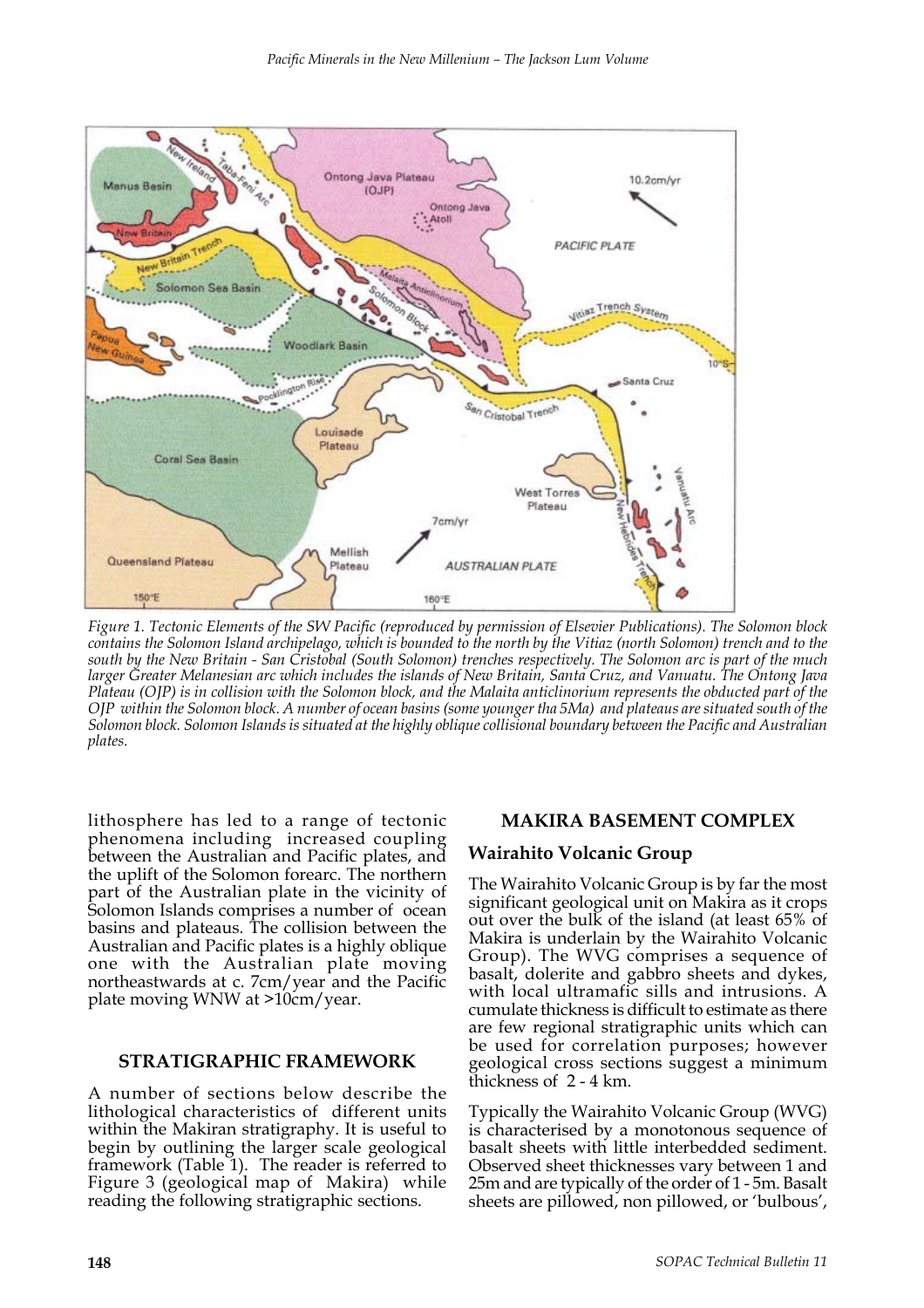*Figure 1. Tectonic Elements of the SW Pacific (reproduced by permission of Elsevier Publications). The Solomon block contains the Solomon Island archipelago, which is bounded to the north by the Vitiaz (north Solomon) trench and to the south by the New Britain - San Cristobal (South Solomon) trenches respectively. The Solomon arc is part of the much larger Greater Melanesian arc which includes the islands of New Britain, Santa Cruz, and Vanuatu. The Ontong Java Plateau (OJP) is in collision with the Solomon block, and the Malaita anticlinorium represents the obducted part of the OJP within the Solomon block. A number of ocean basins (some younger tha 5Ma) and plateaus are situated south of the Solomon block. Solomon Islands is situated at the highly oblique collisional boundary between the Pacific and Australian plates.*

lithosphere has led to a range of tectonic phenomena including increased coupling between the Australian and Pacific plates, and the uplift of the Solomon forearc. The northern part of the Australian plate in the vicinity of Solomon Islands comprises a number of ocean basins and plateaus. The collision between the Australian and Pacific plates is a highly oblique one with the Australian plate moving northeastwards at c. 7cm/year and the Pacific plate moving WNW at >10cm/year.

## STRATIGRAPHIC FRAMEWORK

A number of sections below describe the lithological characteristics of different units within the Makiran stratigraphy. It is useful to begin by outlining the larger scale geological framework (Table 1). The reader is referred to Figure 3 (geological map of Makira) while reading the following stratigraphic sections.

## MAKIRA BASEMENT COMPLEX

### Wairahito Volcanic Group

The Wairahito Volcanic Group is by far the most significant geological unit on Makira as it crops out over the bulk of the island (at least 65% of Makira is underlain by the Wairahito Volcanic Group). The WVG comprises a sequence of basalt, dolerite and gabbro sheets and dykes, with local ultramafic sills and intrusions. A cumulate thickness is difficult to estimate as there are few regional stratigraphic units which can be used for correlation purposes; however geological cross sections suggest a minimum thickness of 2 - 4 km.

Typically the Wairahito Volcanic Group (WVG) is characterised by a monotonous sequence of basalt sheets with little interbedded sediment. Observed sheet thicknesses vary between 1 and 25m and are typically of the order of 1 - 5m. Basalt sheets are pillowed, non pillowed, or 'bulbous',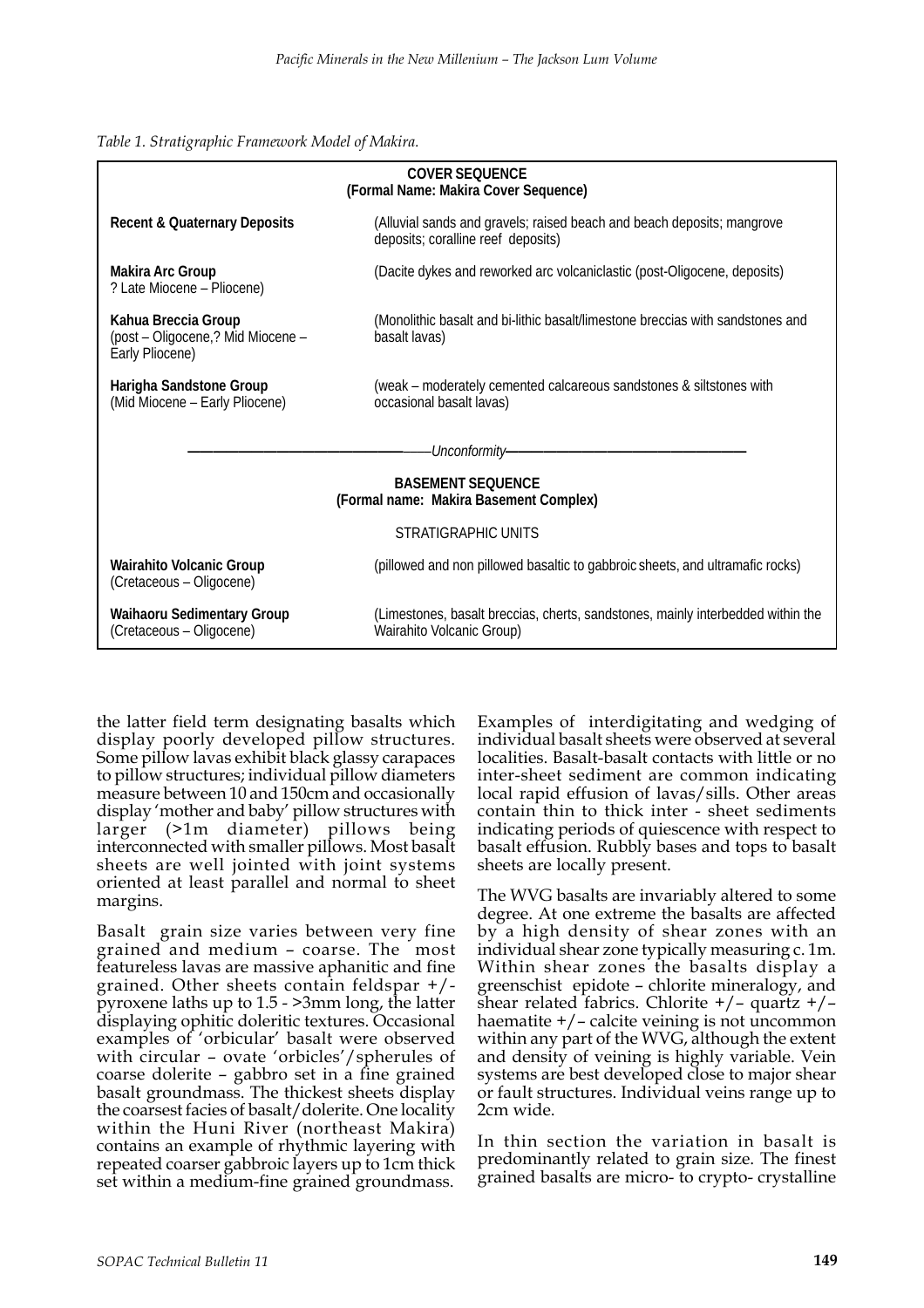*Table 1. Stratigraphic Framework Model of Makira.*

| | |
|---|---|
| **COVER SEQUENCE (Formal Name: Makira Cover Sequence)** | |
| **Recent & Quaternary Deposits** | (Alluvial sands and gravels; raised beach and beach deposits; mangrove deposits; coralline reef deposits) |
| **Makira Arc Group** ? Late Miocene – Pliocene) | (Dacite dykes and reworked arc volcaniclastic (post-Oligocene, deposits) |
| **Kahua Breccia Group** (post – Oligocene,? Mid Miocene – Early Pliocene) | (Monolithic basalt and bi-lithic basalt/limestone breccias with sandstones and basalt lavas) |
| **Harigha Sandstone Group** (Mid Miocene – Early Pliocene) | (weak – moderately cemented calcareous sandstones & siltstones with occasional basalt lavas) |
| *———Unconformity———* | |
| **BASEMENT SEQUENCE (Formal name: Makira Basement Complex)** | |
| STRATIGRAPHIC UNITS | |
| **Wairahito Volcanic Group** (Cretaceous – Oligocene) | (pillowed and non pillowed basaltic to gabbroic sheets, and ultramafic rocks) |
| **Waihaoru Sedimentary Group** (Cretaceous – Oligocene) | (Limestones, basalt breccias, cherts, sandstones, mainly interbedded within the Wairahito Volcanic Group) |

the latter field term designating basalts which display poorly developed pillow structures. Some pillow lavas exhibit black glassy carapaces to pillow structures; individual pillow diameters measure between 10 and 150cm and occasionally display 'mother and baby' pillow structures with larger (>1m diameter) pillows being interconnected with smaller pillows. Most basalt sheets are well jointed with joint systems oriented at least parallel and normal to sheet margins.

Basalt grain size varies between very fine grained and medium – coarse. The most featureless lavas are massive aphanitic and fine grained. Other sheets contain feldspar +/- pyroxene laths up to 1.5 - >3mm long, the latter displaying ophitic doleritic textures. Occasional examples of 'orbicular' basalt were observed with circular – ovate 'orbicles'/spherules of coarse dolerite – gabbro set in a fine grained basalt groundmass. The thickest sheets display the coarsest facies of basalt/dolerite. One locality within the Huni River (northeast Makira) contains an example of rhythmic layering with repeated coarser gabbroic layers up to 1cm thick set within a medium-fine grained groundmass.

Examples of interdigitating and wedging of individual basalt sheets were observed at several localities. Basalt-basalt contacts with little or no inter-sheet sediment are common indicating local rapid effusion of lavas/sills. Other areas contain thin to thick inter - sheet sediments indicating periods of quiescence with respect to basalt effusion. Rubbly bases and tops to basalt sheets are locally present.

The WVG basalts are invariably altered to some degree. At one extreme the basalts are affected by a high density of shear zones with an individual shear zone typically measuring c. 1m. Within shear zones the basalts display a greenschist epidote – chlorite mineralogy, and shear related fabrics. Chlorite +/– quartz +/– haematite +/– calcite veining is not uncommon within any part of the WVG, although the extent and density of veining is highly variable. Vein systems are best developed close to major shear or fault structures. Individual veins range up to 2cm wide.

In thin section the variation in basalt is predominantly related to grain size. The finest grained basalts are micro- to crypto- crystalline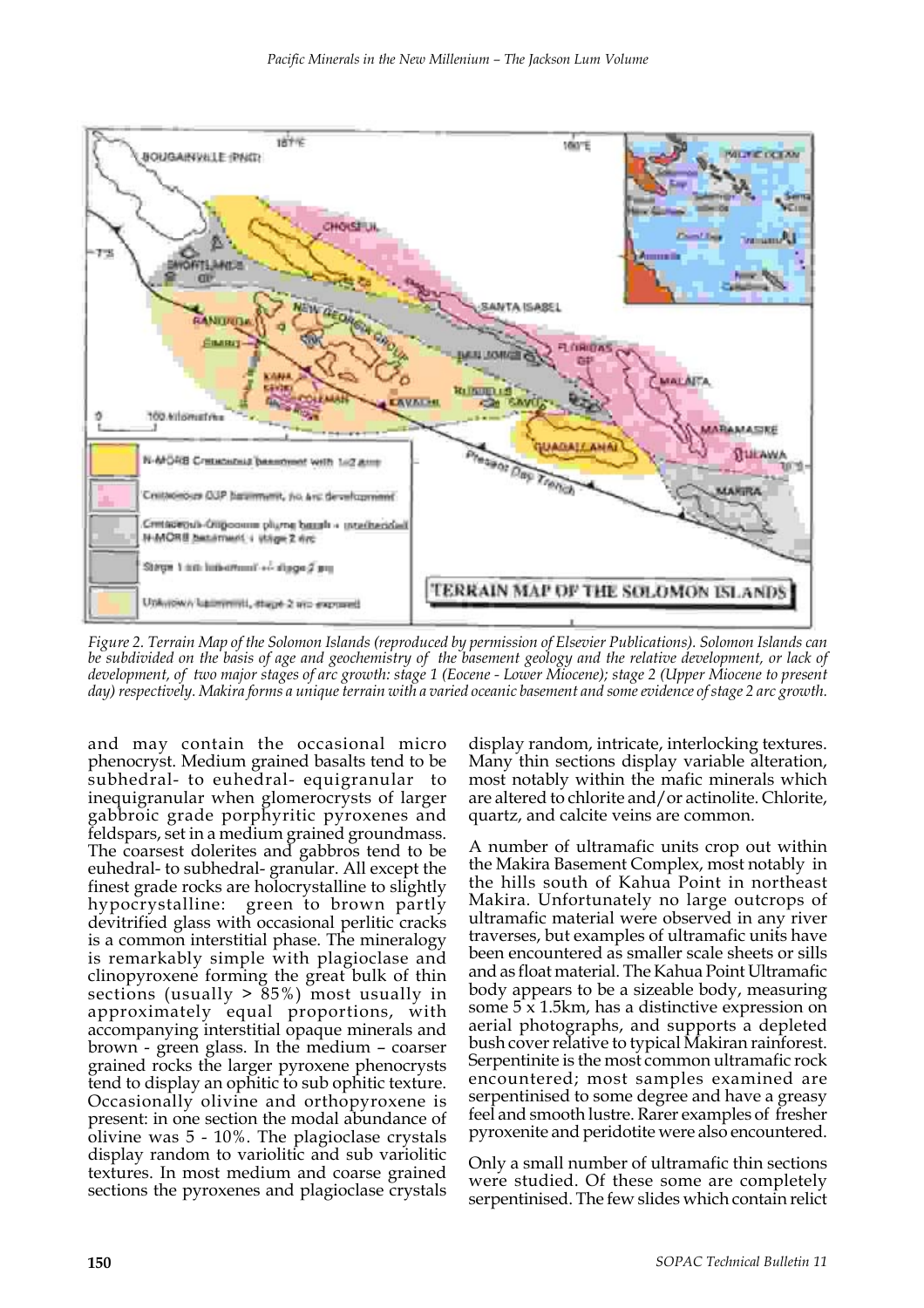*Figure 2. Terrain Map of the Solomon Islands (reproduced by permission of Elsevier Publications). Solomon Islands can be subdivided on the basis of age and geochemistry of the basement geology and the relative development, or lack of development, of two major stages of arc growth: stage 1 (Eocene - Lower Miocene); stage 2 (Upper Miocene to present day) respectively. Makira forms a unique terrain with a varied oceanic basement and some evidence of stage 2 arc growth.*

and may contain the occasional micro phenocryst. Medium grained basalts tend to be subhedral- to euhedral- equigranular to inequigranular when glomerocrysts of larger gabbroic grade porphyritic pyroxenes and feldspars, set in a medium grained groundmass. The coarsest dolerites and gabbros tend to be euhedral- to subhedral- granular. All except the finest grade rocks are holocrystalline to slightly hypocrystalline: green to brown partly devitrified glass with occasional perlitic cracks is a common interstitial phase. The mineralogy is remarkably simple with plagioclase and clinopyroxene forming the great bulk of thin sections (usually > 85%) most usually in approximately equal proportions, with accompanying interstitial opaque minerals and brown - green glass. In the medium – coarser grained rocks the larger pyroxene phenocrysts tend to display an ophitic to sub ophitic texture. Occasionally olivine and orthopyroxene is present: in one section the modal abundance of olivine was 5 - 10%. The plagioclase crystals display random to variolitic and sub variolitic textures. In most medium and coarse grained sections the pyroxenes and plagioclase crystals display random, intricate, interlocking textures. Many thin sections display variable alteration, most notably within the mafic minerals which are altered to chlorite and/or actinolite. Chlorite, quartz, and calcite veins are common.

A number of ultramafic units crop out within the Makira Basement Complex, most notably in the hills south of Kahua Point in northeast Makira. Unfortunately no large outcrops of ultramafic material were observed in any river traverses, but examples of ultramafic units have been encountered as smaller scale sheets or sills and as float material. The Kahua Point Ultramafic body appears to be a sizeable body, measuring some 5 x 1.5km, has a distinctive expression on aerial photographs, and supports a depleted bush cover relative to typical Makiran rainforest. Serpentinite is the most common ultramafic rock encountered; most samples examined are serpentinised to some degree and have a greasy feel and smooth lustre. Rarer examples of fresher pyroxenite and peridotite were also encountered.

Only a small number of ultramafic thin sections were studied. Of these some are completely serpentinised. The few slides which contain relict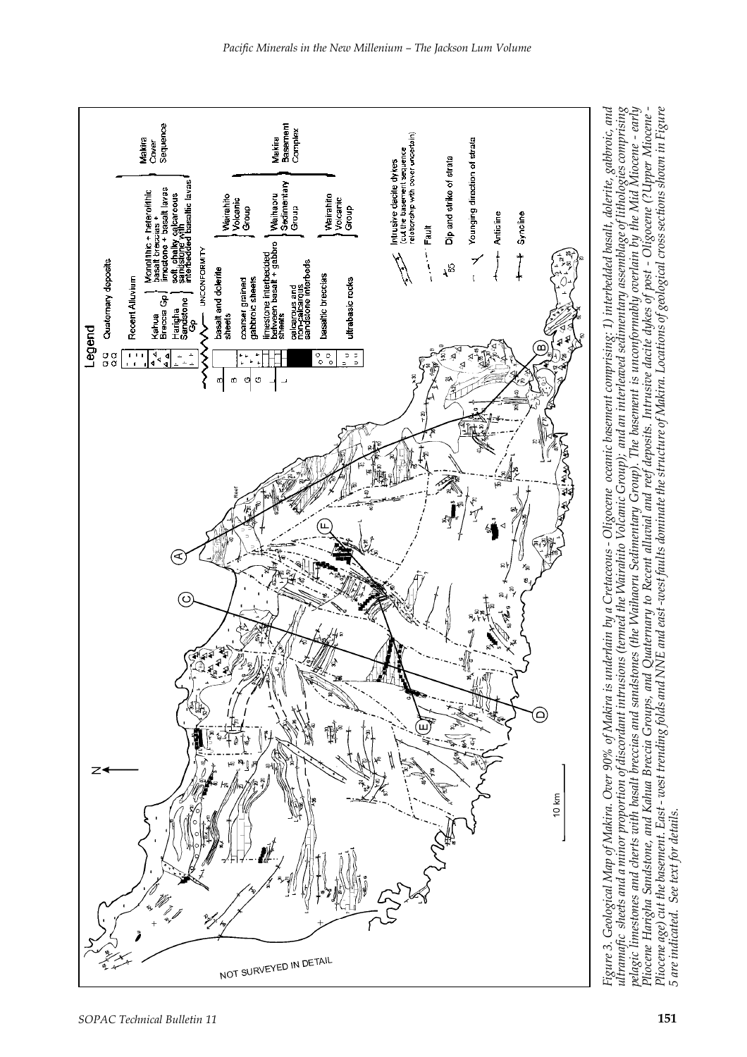Figure 3. Geological Map of Makira. Over 90% of Makira is underlain by a Cretaceous - Oligocene oceanic basement comprising: 1) interbedded basalt, dolerite, gabbroic, and ultramafic sheets and a minor proportion of discordant intrusions (termed the Wairahito Volcanic Group); and an interleaved sedimentary assemblage of lithologies comprising pelagic limestones and cherts with basalt breccias and sandstones (the Waihaoru Sedimentary Group). The basement is unconformably overlain by the Mid Miocene - early Pliocene Hurigha Sandstone, and Kahua Breccia Groups, and Quaternary to Recent alluvial and reef deposits. Intrusive dacite dykes of post - Oligocene (?Upper Miocene - Pliocene age) cut the basement. East - west trending folds and NNE and east -west faults dominate the structure of Makira. Locations of geological cross sections shown in Figure 5 are indicated. See text for details.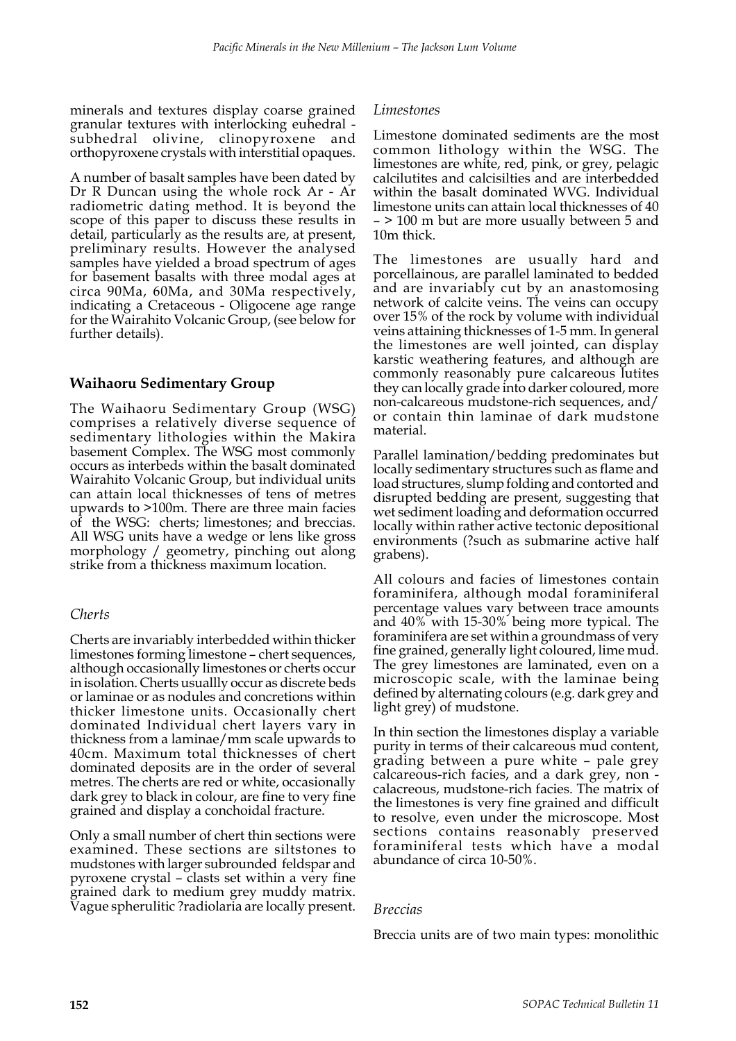minerals and textures display coarse grained granular textures with interlocking euhedral - subhedral olivine, clinopyroxene and orthopyroxene crystals with interstitial opaques.

A number of basalt samples have been dated by Dr R Duncan using the whole rock Ar - Ar radiometric dating method. It is beyond the scope of this paper to discuss these results in detail, particularly as the results are, at present, preliminary results. However the analysed samples have yielded a broad spectrum of ages for basement basalts with three modal ages at circa 90Ma, 60Ma, and 30Ma respectively, indicating a Cretaceous - Oligocene age range for the Wairahito Volcanic Group, (see below for further details).

## Waihaoru Sedimentary Group

The Waihaoru Sedimentary Group (WSG) comprises a relatively diverse sequence of sedimentary lithologies within the Makira basement Complex. The WSG most commonly occurs as interbeds within the basalt dominated Wairahito Volcanic Group, but individual units can attain local thicknesses of tens of metres upwards to >100m. There are three main facies of the WSG: cherts; limestones; and breccias. All WSG units have a wedge or lens like gross morphology / geometry, pinching out along strike from a thickness maximum location.

### *Cherts*

Cherts are invariably interbedded within thicker limestones forming limestone – chert sequences, although occasionally limestones or cherts occur in isolation. Cherts usuallly occur as discrete beds or laminae or as nodules and concretions within thicker limestone units. Occasionally chert dominated Individual chert layers vary in thickness from a laminae/mm scale upwards to 40cm. Maximum total thicknesses of chert dominated deposits are in the order of several metres. The cherts are red or white, occasionally dark grey to black in colour, are fine to very fine grained and display a conchoidal fracture.

Only a small number of chert thin sections were examined. These sections are siltstones to mudstones with larger subrounded feldspar and pyroxene crystal – clasts set within a very fine grained dark to medium grey muddy matrix. Vague spherulitic ?radiolaria are locally present.

### *Limestones*

Limestone dominated sediments are the most common lithology within the WSG. The limestones are white, red, pink, or grey, pelagic calcilutites and calcisilties and are interbedded within the basalt dominated WVG. Individual limestone units can attain local thicknesses of 40 – > 100 m but are more usually between 5 and 10m thick.

The limestones are usually hard and porcellainous, are parallel laminated to bedded and are invariably cut by an anastomosing network of calcite veins. The veins can occupy over 15% of the rock by volume with individual veins attaining thicknesses of 1-5 mm. In general the limestones are well jointed, can display karstic weathering features, and although are commonly reasonably pure calcareous lutites they can locally grade into darker coloured, more non-calcareous mudstone-rich sequences, and/ or contain thin laminae of dark mudstone material.

Parallel lamination/bedding predominates but locally sedimentary structures such as flame and load structures, slump folding and contorted and disrupted bedding are present, suggesting that wet sediment loading and deformation occurred locally within rather active tectonic depositional environments (?such as submarine active half grabens).

All colours and facies of limestones contain foraminifera, although modal foraminiferal percentage values vary between trace amounts and 40% with 15-30% being more typical. The foraminifera are set within a groundmass of very fine grained, generally light coloured, lime mud. The grey limestones are laminated, even on a microscopic scale, with the laminae being defined by alternating colours (e.g. dark grey and light grey) of mudstone.

In thin section the limestones display a variable purity in terms of their calcareous mud content, grading between a pure white – pale grey calcareous-rich facies, and a dark grey, non - calacreous, mudstone-rich facies. The matrix of the limestones is very fine grained and difficult to resolve, even under the microscope. Most sections contains reasonably preserved foraminiferal tests which have a modal abundance of circa 10-50%.

### *Breccias*

Breccia units are of two main types: monolithic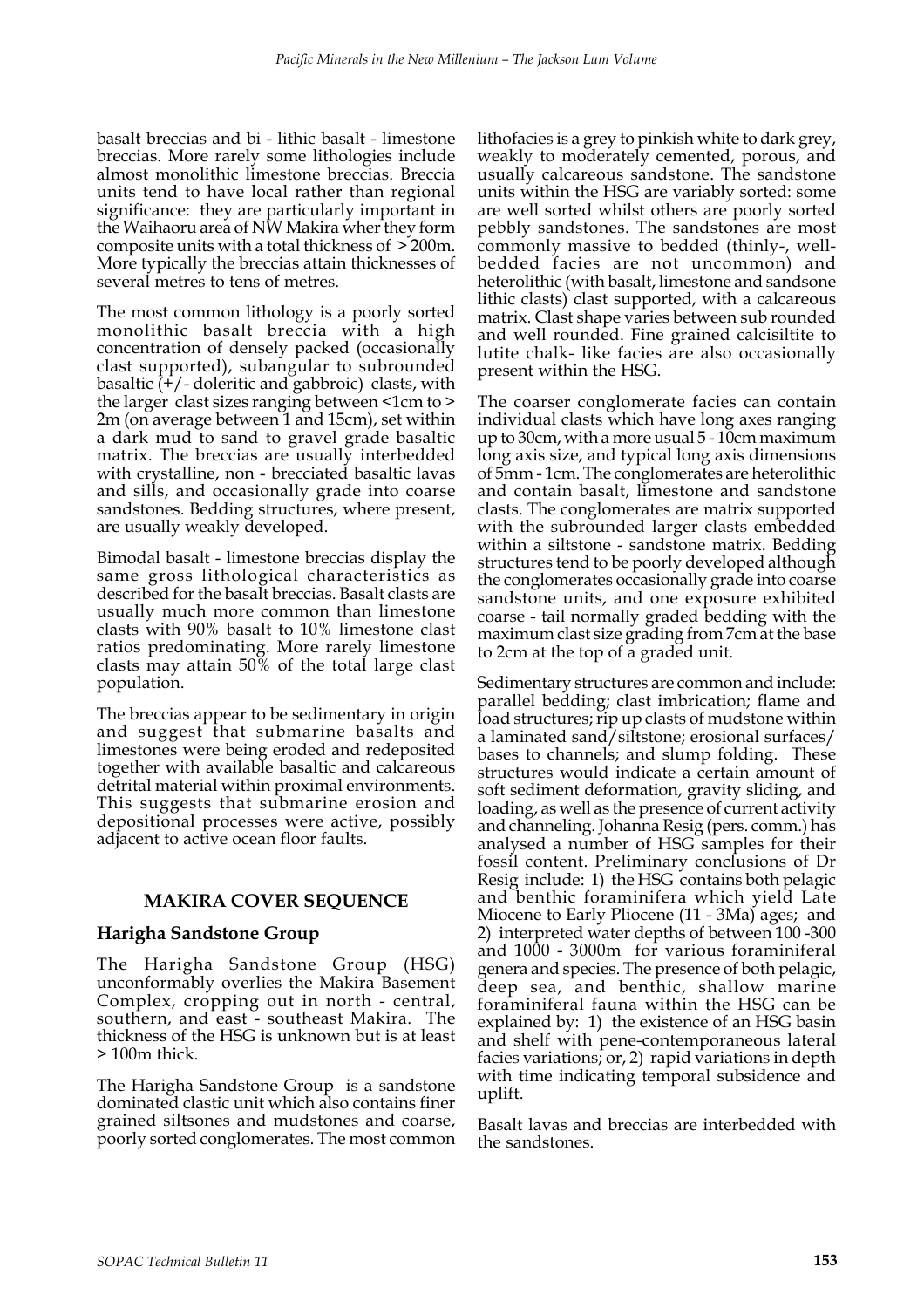basalt breccias and bi - lithic basalt - limestone breccias. More rarely some lithologies include almost monolithic limestone breccias. Breccia units tend to have local rather than regional significance: they are particularly important in the Waihaoru area of NW Makira wher they form composite units with a total thickness of > 200m. More typically the breccias attain thicknesses of several metres to tens of metres.

The most common lithology is a poorly sorted monolithic basalt breccia with a high concentration of densely packed (occasionally clast supported), subangular to subrounded basaltic (+/- doleritic and gabbroic) clasts, with the larger clast sizes ranging between <1cm to > 2m (on average between 1 and 15cm), set within a dark mud to sand to gravel grade basaltic matrix. The breccias are usually interbedded with crystalline, non - brecciated basaltic lavas and sills, and occasionally grade into coarse sandstones. Bedding structures, where present, are usually weakly developed.

Bimodal basalt - limestone breccias display the same gross lithological characteristics as described for the basalt breccias. Basalt clasts are usually much more common than limestone clasts with 90% basalt to 10% limestone clast ratios predominating. More rarely limestone clasts may attain 50% of the total large clast population.

The breccias appear to be sedimentary in origin and suggest that submarine basalts and limestones were being eroded and redeposited together with available basaltic and calcareous detrital material within proximal environments. This suggests that submarine erosion and depositional processes were active, possibly adjacent to active ocean floor faults.

## MAKIRA COVER SEQUENCE

### Harigha Sandstone Group

The Harigha Sandstone Group (HSG) unconformably overlies the Makira Basement Complex, cropping out in north - central, southern, and east - southeast Makira. The thickness of the HSG is unknown but is at least > 100m thick.

The Harigha Sandstone Group is a sandstone dominated clastic unit which also contains finer grained siltsones and mudstones and coarse, poorly sorted conglomerates. The most common lithofacies is a grey to pinkish white to dark grey, weakly to moderately cemented, porous, and usually calcareous sandstone. The sandstone units within the HSG are variably sorted: some are well sorted whilst others are poorly sorted pebbly sandstones. The sandstones are most commonly massive to bedded (thinly-, well-bedded facies are not uncommon) and heterolithic (with basalt, limestone and sandsone lithic clasts) clast supported, with a calcareous matrix. Clast shape varies between sub rounded and well rounded. Fine grained calcisiltite to lutite chalk- like facies are also occasionally present within the HSG.

The coarser conglomerate facies can contain individual clasts which have long axes ranging up to 30cm, with a more usual 5 - 10cm maximum long axis size, and typical long axis dimensions of 5mm - 1cm. The conglomerates are heterolithic and contain basalt, limestone and sandstone clasts. The conglomerates are matrix supported with the subrounded larger clasts embedded within a siltstone - sandstone matrix. Bedding structures tend to be poorly developed although the conglomerates occasionally grade into coarse sandstone units, and one exposure exhibited coarse - tail normally graded bedding with the maximum clast size grading from 7cm at the base to 2cm at the top of a graded unit.

Sedimentary structures are common and include: parallel bedding; clast imbrication; flame and load structures; rip up clasts of mudstone within a laminated sand/siltstone; erosional surfaces/ bases to channels; and slump folding. These structures would indicate a certain amount of soft sediment deformation, gravity sliding, and loading, as well as the presence of current activity and channeling. Johanna Resig (pers. comm.) has analysed a number of HSG samples for their fossil content. Preliminary conclusions of Dr Resig include: 1) the HSG contains both pelagic and benthic foraminifera which yield Late Miocene to Early Pliocene (11 - 3Ma) ages; and 2) interpreted water depths of between 100 -300 and 1000 - 3000m for various foraminiferal genera and species. The presence of both pelagic, deep sea, and benthic, shallow marine foraminiferal fauna within the HSG can be explained by: 1) the existence of an HSG basin and shelf with pene-contemporaneous lateral facies variations; or, 2) rapid variations in depth with time indicating temporal subsidence and uplift.

Basalt lavas and breccias are interbedded with the sandstones.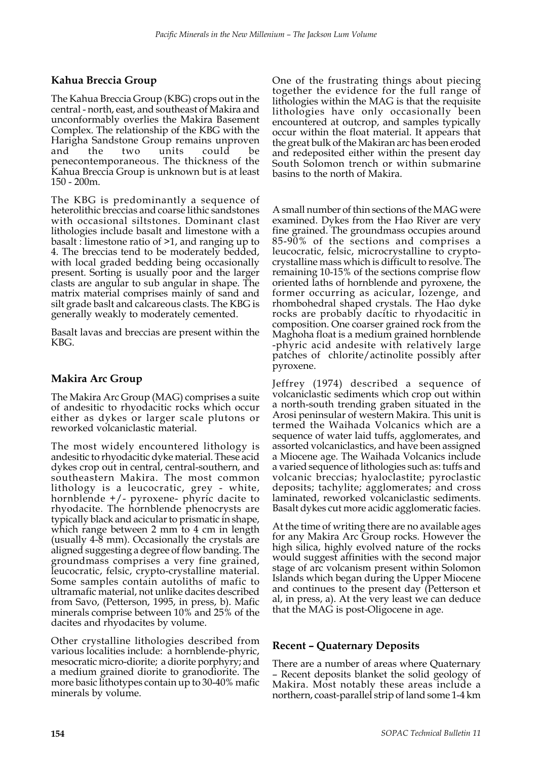## Kahua Breccia Group

The Kahua Breccia Group (KBG) crops out in the central - north, east, and southeast of Makira and unconformably overlies the Makira Basement Complex. The relationship of the KBG with the Harigha Sandstone Group remains unproven and the two units could be penecontemporaneous. The thickness of the Kahua Breccia Group is unknown but is at least 150 - 200m.

The KBG is predominantly a sequence of heterolithic breccias and coarse lithic sandstones with occasional siltstones. Dominant clast lithologies include basalt and limestone with a basalt : limestone ratio of >1, and ranging up to 4. The breccias tend to be moderately bedded, with local graded bedding being occasionally present. Sorting is usually poor and the larger clasts are angular to sub angular in shape. The matrix material comprises mainly of sand and silt grade baslt and calcareous clasts. The KBG is generally weakly to moderately cemented.

Basalt lavas and breccias are present within the KBG.

## Makira Arc Group

The Makira Arc Group (MAG) comprises a suite of andesitic to rhyodacitic rocks which occur either as dykes or larger scale plutons or reworked volcaniclastic material.

The most widely encountered lithology is andesitic to rhyodacitic dyke material. These acid dykes crop out in central, central-southern, and southeastern Makira. The most common lithology is a leucocratic, grey - white, hornblende +/- pyroxene- phyric dacite to rhyodacite. The hornblende phenocrysts are typically black and acicular to prismatic in shape, which range between 2 mm to 4 cm in length (usually 4-8 mm). Occasionally the crystals are aligned suggesting a degree of flow banding. The groundmass comprises a very fine grained, leucocratic, felsic, crypto-crystalline material. Some samples contain autoliths of mafic to ultramafic material, not unlike dacites described from Savo, (Petterson, 1995, in press, b). Mafic minerals comprise between 10% and 25% of the dacites and rhyodacites by volume.

Other crystalline lithologies described from various localities include: a hornblende-phyric, mesocratic micro-diorite; a diorite porphyry; and a medium grained diorite to granodiorite. The more basic lithotypes contain up to 30-40% mafic minerals by volume.

One of the frustrating things about piecing together the evidence for the full range of lithologies within the MAG is that the requisite lithologies have only occasionally been encountered at outcrop, and samples typically occur within the float material. It appears that the great bulk of the Makiran arc has been eroded and redeposited either within the present day South Solomon trench or within submarine basins to the north of Makira.

A small number of thin sections of the MAG were examined. Dykes from the Hao River are very fine grained. The groundmass occupies around 85-90% of the sections and comprises a leucocratic, felsic, microcrystalline to crypto-crystalline mass which is difficult to resolve. The remaining 10-15% of the sections comprise flow oriented laths of hornblende and pyroxene, the former occurring as acicular, lozenge, and rhombohedral shaped crystals. The Hao dyke rocks are probably dacitic to rhyodacitic in composition. One coarser grained rock from the Maghoha float is a medium grained hornblende -phyric acid andesite with relatively large patches of chlorite/actinolite possibly after pyroxene.

Jeffrey (1974) described a sequence of volcaniclastic sediments which crop out within a north-south trending graben situated in the Arosi peninsular of western Makira. This unit is termed the Waihada Volcanics which are a sequence of water laid tuffs, agglomerates, and assorted volcaniclastics, and have been assigned a Miocene age. The Waihada Volcanics include a varied sequence of lithologies such as: tuffs and volcanic breccias; hyaloclastite; pyroclastic deposits; tachylite; agglomerates; and cross laminated, reworked volcaniclastic sediments. Basalt dykes cut more acidic agglomeratic facies.

At the time of writing there are no available ages for any Makira Arc Group rocks. However the high silica, highly evolved nature of the rocks would suggest affinities with the second major stage of arc volcanism present within Solomon Islands which began during the Upper Miocene and continues to the present day (Petterson et al, in press, a). At the very least we can deduce that the MAG is post-Oligocene in age.

## Recent – Quaternary Deposits

There are a number of areas where Quaternary – Recent deposits blanket the solid geology of Makira. Most notably these areas include a northern, coast-parallel strip of land some 1-4 km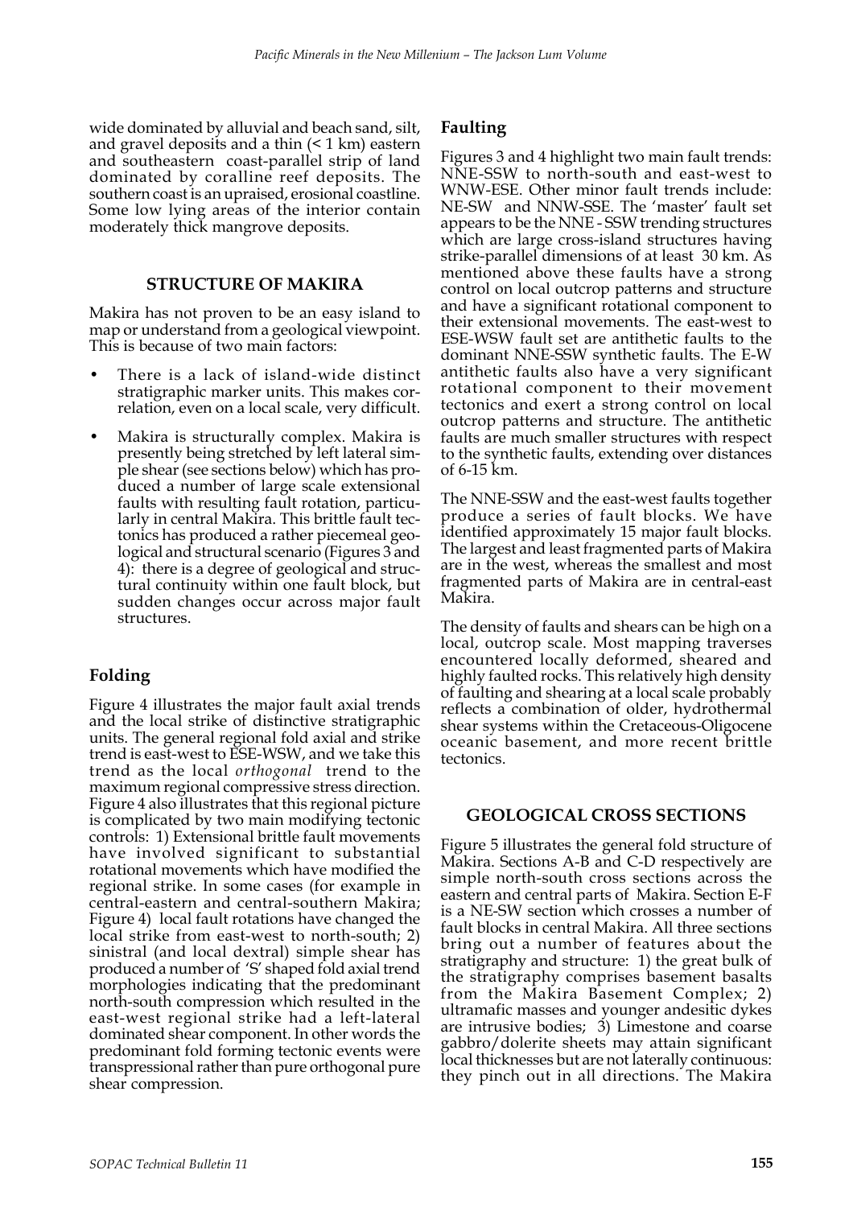wide dominated by alluvial and beach sand, silt, and gravel deposits and a thin (< 1 km) eastern and southeastern coast-parallel strip of land dominated by coralline reef deposits. The southern coast is an upraised, erosional coastline. Some low lying areas of the interior contain moderately thick mangrove deposits.

## STRUCTURE OF MAKIRA

Makira has not proven to be an easy island to map or understand from a geological viewpoint. This is because of two main factors:

- There is a lack of island-wide distinct stratigraphic marker units. This makes correlation, even on a local scale, very difficult.
- Makira is structurally complex. Makira is presently being stretched by left lateral simple shear (see sections below) which has produced a number of large scale extensional faults with resulting fault rotation, particularly in central Makira. This brittle fault tectonics has produced a rather piecemeal geological and structural scenario (Figures 3 and 4): there is a degree of geological and structural continuity within one fault block, but sudden changes occur across major fault structures.

### Folding

Figure 4 illustrates the major fault axial trends and the local strike of distinctive stratigraphic units. The general regional fold axial and strike trend is east-west to ESE-WSW, and we take this trend as the local *orthogonal* trend to the maximum regional compressive stress direction. Figure 4 also illustrates that this regional picture is complicated by two main modifying tectonic controls: 1) Extensional brittle fault movements have involved significant to substantial rotational movements which have modified the regional strike. In some cases (for example in central-eastern and central-southern Makira; Figure 4) local fault rotations have changed the local strike from east-west to north-south; 2) sinistral (and local dextral) simple shear has produced a number of 'S' shaped fold axial trend morphologies indicating that the predominant north-south compression which resulted in the east-west regional strike had a left-lateral dominated shear component. In other words the predominant fold forming tectonic events were transpressional rather than pure orthogonal pure shear compression.

### Faulting

Figures 3 and 4 highlight two main fault trends: NNE-SSW to north-south and east-west to WNW-ESE. Other minor fault trends include: NE-SW and NNW-SSE. The 'master' fault set appears to be the NNE - SSW trending structures which are large cross-island structures having strike-parallel dimensions of at least 30 km. As mentioned above these faults have a strong control on local outcrop patterns and structure and have a significant rotational component to their extensional movements. The east-west to ESE-WSW fault set are antithetic faults to the dominant NNE-SSW synthetic faults. The E-W antithetic faults also have a very significant rotational component to their movement tectonics and exert a strong control on local outcrop patterns and structure. The antithetic faults are much smaller structures with respect to the synthetic faults, extending over distances of 6-15 km.

The NNE-SSW and the east-west faults together produce a series of fault blocks. We have identified approximately 15 major fault blocks. The largest and least fragmented parts of Makira are in the west, whereas the smallest and most fragmented parts of Makira are in central-east Makira.

The density of faults and shears can be high on a local, outcrop scale. Most mapping traverses encountered locally deformed, sheared and highly faulted rocks. This relatively high density of faulting and shearing at a local scale probably reflects a combination of older, hydrothermal shear systems within the Cretaceous-Oligocene oceanic basement, and more recent brittle tectonics.

## GEOLOGICAL CROSS SECTIONS

Figure 5 illustrates the general fold structure of Makira. Sections A-B and C-D respectively are simple north-south cross sections across the eastern and central parts of Makira. Section E-F is a NE-SW section which crosses a number of fault blocks in central Makira. All three sections bring out a number of features about the stratigraphy and structure: 1) the great bulk of the stratigraphy comprises basement basalts from the Makira Basement Complex; 2) ultramafic masses and younger andesitic dykes are intrusive bodies; 3) Limestone and coarse gabbro/dolerite sheets may attain significant local thicknesses but are not laterally continuous: they pinch out in all directions. The Makira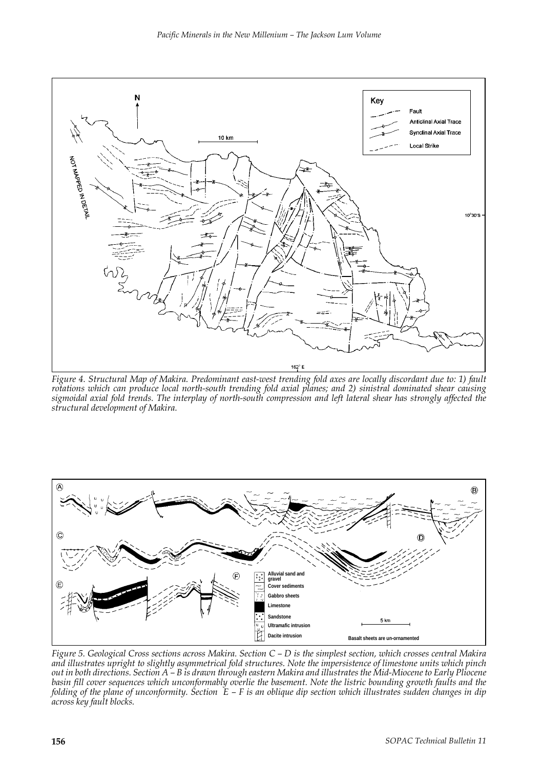*Figure 4. Structural Map of Makira. Predominant east-west trending fold axes are locally discordant due to: 1) fault rotations which can produce local north-south trending fold axial planes; and 2) sinistral dominated shear causing sigmoidal axial fold trends. The interplay of north-south compression and left lateral shear has strongly affected the structural development of Makira.*

*Figure 5. Geological Cross sections across Makira. Section C – D is the simplest section, which crosses central Makira and illustrates upright to slightly asymmetrical fold structures. Note the impersistence of limestone units which pinch out in both directions. Section A – B is drawn through eastern Makira and illustrates the Mid-Miocene to Early Pliocene basin fill cover sequences which unconformably overlie the basement. Note the listric bounding growth faults and the folding of the plane of unconformity. Section E – F is an oblique dip section which illustrates sudden changes in dip across key fault blocks.*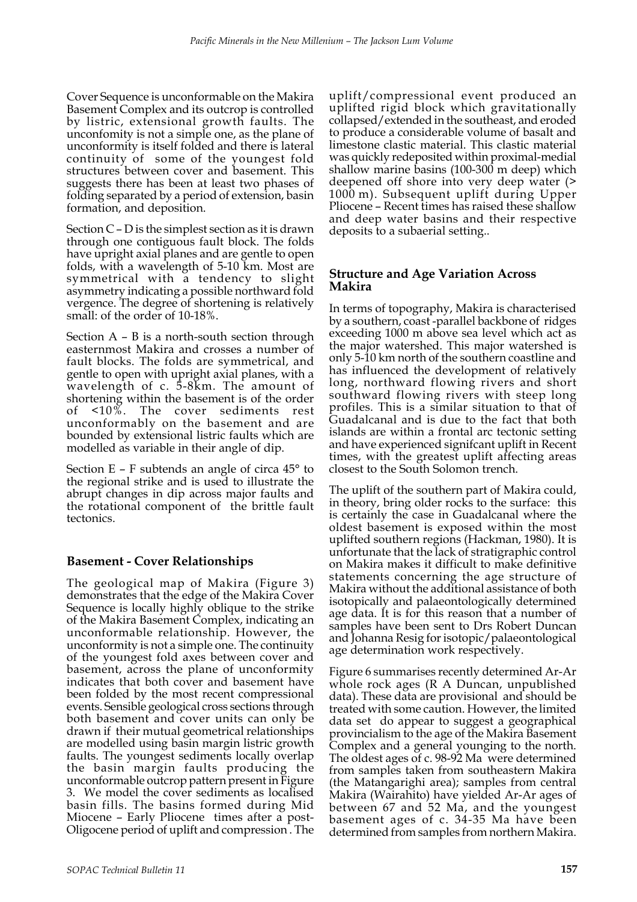Cover Sequence is unconformable on the Makira Basement Complex and its outcrop is controlled by listric, extensional growth faults. The unconfomity is not a simple one, as the plane of unconformity is itself folded and there is lateral continuity of some of the youngest fold structures between cover and basement. This suggests there has been at least two phases of folding separated by a period of extension, basin formation, and deposition.

Section C – D is the simplest section as it is drawn through one contiguous fault block. The folds have upright axial planes and are gentle to open folds, with a wavelength of 5-10 km. Most are symmetrical with a tendency to slight asymmetry indicating a possible northward fold vergence. The degree of shortening is relatively small: of the order of 10-18%.

Section A – B is a north-south section through easternmost Makira and crosses a number of fault blocks. The folds are symmetrical, and gentle to open with upright axial planes, with a wavelength of c. 5-8km. The amount of shortening within the basement is of the order of <10%. The cover sediments rest unconformably on the basement and are bounded by extensional listric faults which are modelled as variable in their angle of dip.

Section E – F subtends an angle of circa 45° to the regional strike and is used to illustrate the abrupt changes in dip across major faults and the rotational component of the brittle fault tectonics.

## Basement - Cover Relationships

The geological map of Makira (Figure 3) demonstrates that the edge of the Makira Cover Sequence is locally highly oblique to the strike of the Makira Basement Complex, indicating an unconformable relationship. However, the unconformity is not a simple one. The continuity of the youngest fold axes between cover and basement, across the plane of unconformity indicates that both cover and basement have been folded by the most recent compressional events. Sensible geological cross sections through both basement and cover units can only be drawn if their mutual geometrical relationships are modelled using basin margin listric growth faults. The youngest sediments locally overlap the basin margin faults producing the unconformable outcrop pattern present in Figure 3. We model the cover sediments as localised basin fills. The basins formed during Mid Miocene – Early Pliocene times after a post-Oligocene period of uplift and compression. The uplift/compressional event produced an uplifted rigid block which gravitationally collapsed/extended in the southeast, and eroded to produce a considerable volume of basalt and limestone clastic material. This clastic material was quickly redeposited within proximal-medial shallow marine basins (100-300 m deep) which deepened off shore into very deep water (> 1000 m). Subsequent uplift during Upper Pliocene – Recent times has raised these shallow and deep water basins and their respective deposits to a subaerial setting..

## Structure and Age Variation Across Makira

In terms of topography, Makira is characterised by a southern, coast -parallel backbone of ridges exceeding 1000 m above sea level which act as the major watershed. This major watershed is only 5-10 km north of the southern coastline and has influenced the development of relatively long, northward flowing rivers and short southward flowing rivers with steep long profiles. This is a similar situation to that of Guadalcanal and is due to the fact that both islands are within a frontal arc tectonic setting and have experienced signifcant uplift in Recent times, with the greatest uplift affecting areas closest to the South Solomon trench.

The uplift of the southern part of Makira could, in theory, bring older rocks to the surface: this is certainly the case in Guadalcanal where the oldest basement is exposed within the most uplifted southern regions (Hackman, 1980). It is unfortunate that the lack of stratigraphic control on Makira makes it difficult to make definitive statements concerning the age structure of Makira without the additional assistance of both isotopically and palaeontologically determined age data. It is for this reason that a number of samples have been sent to Drs Robert Duncan and Johanna Resig for isotopic/palaeontological age determination work respectively.

Figure 6 summarises recently determined Ar-Ar whole rock ages (R A Duncan, unpublished data). These data are provisional and should be treated with some caution. However, the limited data set do appear to suggest a geographical provincialism to the age of the Makira Basement Complex and a general younging to the north. The oldest ages of c. 98-92 Ma were determined from samples taken from southeastern Makira (the Matangarighi area); samples from central Makira (Wairahito) have yielded Ar-Ar ages of between 67 and 52 Ma, and the youngest basement ages of c. 34-35 Ma have been determined from samples from northern Makira.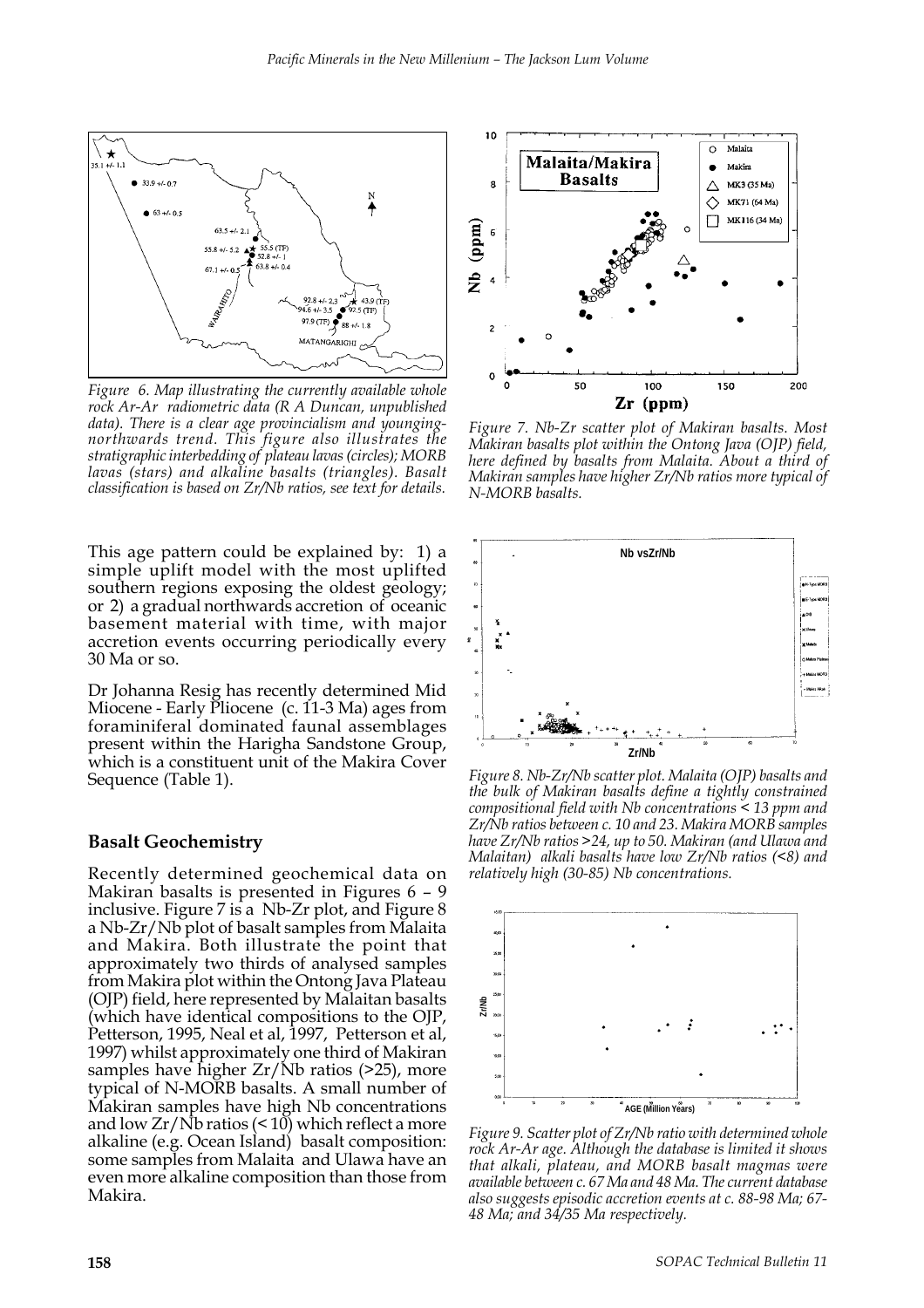*Figure 6. Map illustrating the currently available whole rock Ar-Ar radiometric data (R A Duncan, unpublished data). There is a clear age provincialism and younging-northwards trend. This figure also illustrates the stratigraphic interbedding of plateau lavas (circles); MORB lavas (stars) and alkaline basalts (triangles). Basalt classification is based on Zr/Nb ratios, see text for details.*

This age pattern could be explained by: 1) a simple uplift model with the most uplifted southern regions exposing the oldest geology; or 2) a gradual northwards accretion of oceanic basement material with time, with major accretion events occurring periodically every 30 Ma or so.

Dr Johanna Resig has recently determined Mid Miocene - Early Pliocene (c. 11-3 Ma) ages from foraminiferal dominated faunal assemblages present within the Harigha Sandstone Group, which is a constituent unit of the Makira Cover Sequence (Table 1).

## Basalt Geochemistry

Recently determined geochemical data on Makiran basalts is presented in Figures 6 – 9 inclusive. Figure 7 is a Nb-Zr plot, and Figure 8 a Nb-Zr/Nb plot of basalt samples from Malaita and Makira. Both illustrate the point that approximately two thirds of analysed samples from Makira plot within the Ontong Java Plateau (OJP) field, here represented by Malaitan basalts (which have identical compositions to the OJP, Petterson, 1995, Neal et al, 1997, Petterson et al, 1997) whilst approximately one third of Makiran samples have higher Zr/Nb ratios (>25), more typical of N-MORB basalts. A small number of Makiran samples have high Nb concentrations and low Zr/Nb ratios (< 10) which reflect a more alkaline (e.g. Ocean Island) basalt composition: some samples from Malaita and Ulawa have an even more alkaline composition than those from Makira.

*Figure 7. Nb-Zr scatter plot of Makiran basalts. Most Makiran basalts plot within the Ontong Java (OJP) field, here defined by basalts from Malaita. About a third of Makiran samples have higher Zr/Nb ratios more typical of N-MORB basalts.*

*Figure 8. Nb-Zr/Nb scatter plot. Malaita (OJP) basalts and the bulk of Makiran basalts define a tightly constrained compositional field with Nb concentrations < 13 ppm and Zr/Nb ratios between c. 10 and 23. Makira MORB samples have Zr/Nb ratios >24, up to 50. Makiran (and Ulawa and Malaitan) alkali basalts have low Zr/Nb ratios (<8) and relatively high (30-85) Nb concentrations.*

*Figure 9. Scatter plot of Zr/Nb ratio with determined whole rock Ar-Ar age. Although the database is limited it shows that alkali, plateau, and MORB basalt magmas were available between c. 67 Ma and 48 Ma. The current database also suggests episodic accretion events at c. 88-98 Ma; 67-48 Ma; and 34/35 Ma respectively.*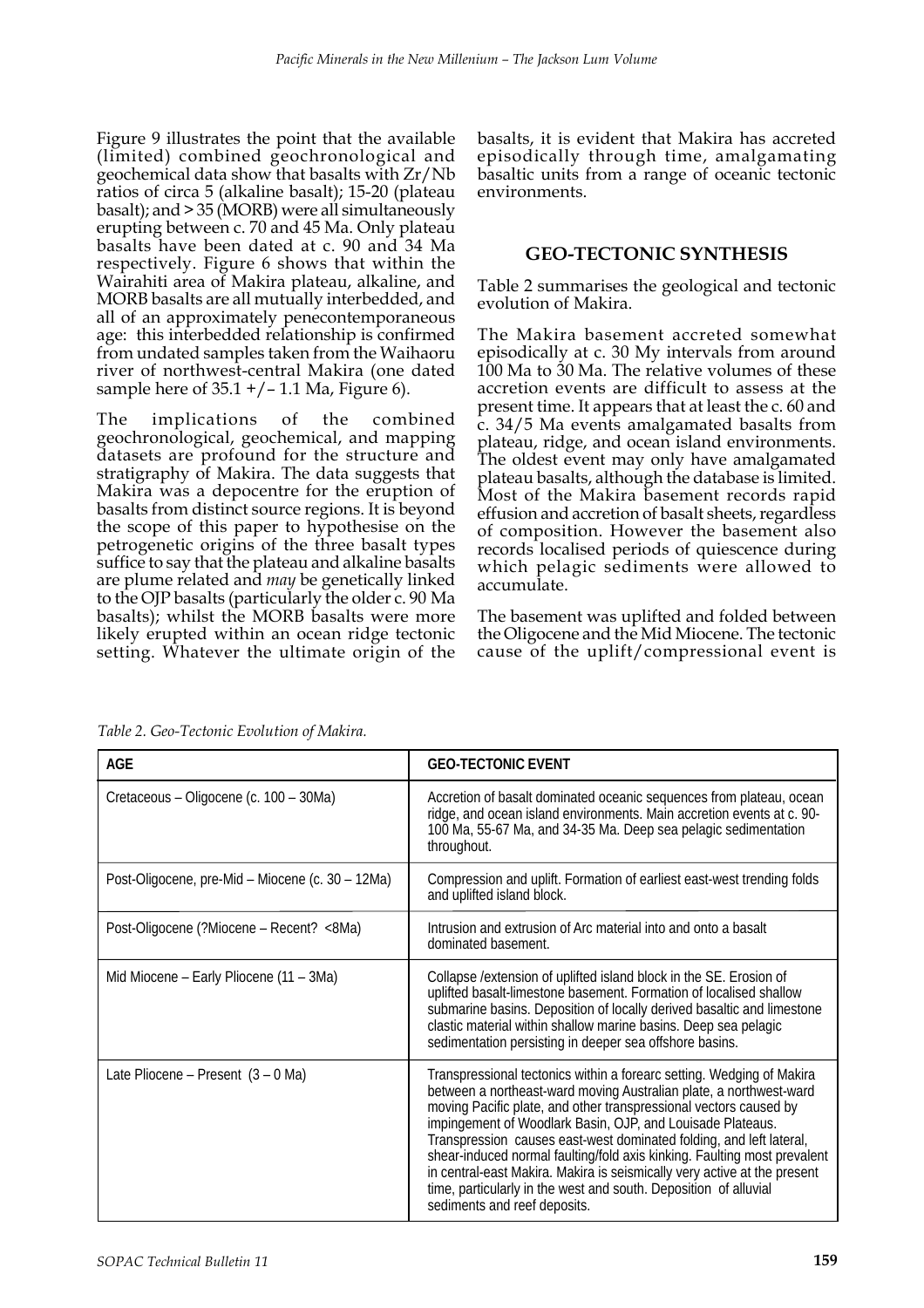Figure 9 illustrates the point that the available (limited) combined geochronological and geochemical data show that basalts with Zr/Nb ratios of circa 5 (alkaline basalt); 15-20 (plateau basalt); and > 35 (MORB) were all simultaneously erupting between c. 70 and 45 Ma. Only plateau basalts have been dated at c. 90 and 34 Ma respectively. Figure 6 shows that within the Wairahiti area of Makira plateau, alkaline, and MORB basalts are all mutually interbedded, and all of an approximately penecontemporaneous age: this interbedded relationship is confirmed from undated samples taken from the Waihaoru river of northwest-central Makira (one dated sample here of 35.1 +/– 1.1 Ma, Figure 6).

The implications of the combined geochronological, geochemical, and mapping datasets are profound for the structure and stratigraphy of Makira. The data suggests that Makira was a depocentre for the eruption of basalts from distinct source regions. It is beyond the scope of this paper to hypothesise on the petrogenetic origins of the three basalt types suffice to say that the plateau and alkaline basalts are plume related and *may* be genetically linked to the OJP basalts (particularly the older c. 90 Ma basalts); whilst the MORB basalts were more likely erupted within an ocean ridge tectonic setting. Whatever the ultimate origin of the basalts, it is evident that Makira has accreted episodically through time, amalgamating basaltic units from a range of oceanic tectonic environments.

## GEO-TECTONIC SYNTHESIS

Table 2 summarises the geological and tectonic evolution of Makira.

The Makira basement accreted somewhat episodically at c. 30 My intervals from around 100 Ma to 30 Ma. The relative volumes of these accretion events are difficult to assess at the present time. It appears that at least the c. 60 and c. 34/5 Ma events amalgamated basalts from plateau, ridge, and ocean island environments. The oldest event may only have amalgamated plateau basalts, although the database is limited. Most of the Makira basement records rapid effusion and accretion of basalt sheets, regardless of composition. However the basement also records localised periods of quiescence during which pelagic sediments were allowed to accumulate.

The basement was uplifted and folded between the Oligocene and the Mid Miocene. The tectonic cause of the uplift/compressional event is

*Table 2. Geo-Tectonic Evolution of Makira.*

| AGE | GEO-TECTONIC EVENT |
|---|---|
| Cretaceous – Oligocene (c. 100 – 30Ma) | Accretion of basalt dominated oceanic sequences from plateau, ocean ridge, and ocean island environments. Main accretion events at c. 90-100 Ma, 55-67 Ma, and 34-35 Ma. Deep sea pelagic sedimentation throughout. |
| Post-Oligocene, pre-Mid – Miocene (c. 30 – 12Ma) | Compression and uplift. Formation of earliest east-west trending folds and uplifted island block. |
| Post-Oligocene (?Miocene – Recent? <8Ma) | Intrusion and extrusion of Arc material into and onto a basalt dominated basement. |
| Mid Miocene – Early Pliocene (11 – 3Ma) | Collapse /extension of uplifted island block in the SE. Erosion of uplifted basalt-limestone basement. Formation of localised shallow submarine basins. Deposition of locally derived basaltic and limestone clastic material within shallow marine basins. Deep sea pelagic sedimentation persisting in deeper sea offshore basins. |
| Late Pliocene – Present (3 – 0 Ma) | Transpressional tectonics within a forearc setting. Wedging of Makira between a northeast-ward moving Australian plate, a northwest-ward moving Pacific plate, and other transpressional vectors caused by impingement of Woodlark Basin, OJP, and Louisade Plateaus. Transpression causes east-west dominated folding, and left lateral, shear-induced normal faulting/fold axis kinking. Faulting most prevalent in central-east Makira. Makira is seismically very active at the present time, particularly in the west and south. Deposition of alluvial sediments and reef deposits. |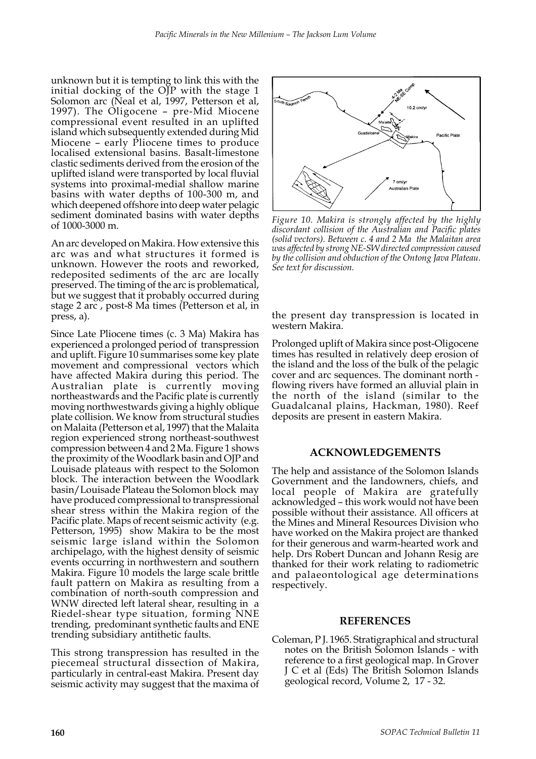unknown but it is tempting to link this with the initial docking of the OJP with the stage 1 Solomon arc (Neal et al, 1997, Petterson et al, 1997). The Oligocene – pre-Mid Miocene compressional event resulted in an uplifted island which subsequently extended during Mid Miocene – early Pliocene times to produce localised extensional basins. Basalt-limestone clastic sediments derived from the erosion of the uplifted island were transported by local fluvial systems into proximal-medial shallow marine basins with water depths of 100-300 m, and which deepened offshore into deep water pelagic sediment dominated basins with water depths of 1000-3000 m.

An arc developed on Makira. How extensive this arc was and what structures it formed is unknown. However the roots and reworked, redeposited sediments of the arc are locally preserved. The timing of the arc is problematical, but we suggest that it probably occurred during stage 2 arc , post-8 Ma times (Petterson et al, in press, a).

Since Late Pliocene times (c. 3 Ma) Makira has experienced a prolonged period of transpression and uplift. Figure 10 summarises some key plate movement and compressional vectors which have affected Makira during this period. The Australian plate is currently moving northeastwards and the Pacific plate is currently moving northwestwards giving a highly oblique plate collision. We know from structural studies on Malaita (Petterson et al, 1997) that the Malaita region experienced strong northeast-southwest compression between 4 and 2 Ma. Figure 1 shows the proximity of the Woodlark basin and OJP and Louisade plateaus with respect to the Solomon block. The interaction between the Woodlark basin/Louisade Plateau the Solomon block may have produced compressional to transpressional shear stress within the Makira region of the Pacific plate. Maps of recent seismic activity (e.g. Petterson, 1995) show Makira to be the most seismic large island within the Solomon archipelago, with the highest density of seismic events occurring in northwestern and southern Makira. Figure 10 models the large scale brittle fault pattern on Makira as resulting from a combination of north-south compression and WNW directed left lateral shear, resulting in a Riedel-shear type situation, forming NNE trending, predominant synthetic faults and ENE trending subsidiary antithetic faults.

This strong transpression has resulted in the piecemeal structural dissection of Makira, particularly in central-east Makira. Present day seismic activity may suggest that the maxima of the present day transpression is located in western Makira.

*Figure 10. Makira is strongly affected by the highly discordant collision of the Australian and Pacific plates (solid vectors). Between c. 4 and 2 Ma the Malaitan area was affected by strong NE-SW directed compression caused by the collision and obduction of the Ontong Java Plateau. See text for discussion.*

Prolonged uplift of Makira since post-Oligocene times has resulted in relatively deep erosion of the island and the loss of the bulk of the pelagic cover and arc sequences. The dominant north - flowing rivers have formed an alluvial plain in the north of the island (similar to the Guadalcanal plains, Hackman, 1980). Reef deposits are present in eastern Makira.

## ACKNOWLEDGEMENTS

The help and assistance of the Solomon Islands Government and the landowners, chiefs, and local people of Makira are gratefully acknowledged – this work would not have been possible without their assistance. All officers at the Mines and Mineral Resources Division who have worked on the Makira project are thanked for their generous and warm-hearted work and help. Drs Robert Duncan and Johann Resig are thanked for their work relating to radiometric and palaeontological age determinations respectively.

## REFERENCES

Coleman, P J. 1965. Stratigraphical and structural notes on the British Solomon Islands - with reference to a first geological map. In Grover J C et al (Eds) The British Solomon Islands geological record, Volume 2, 17 - 32.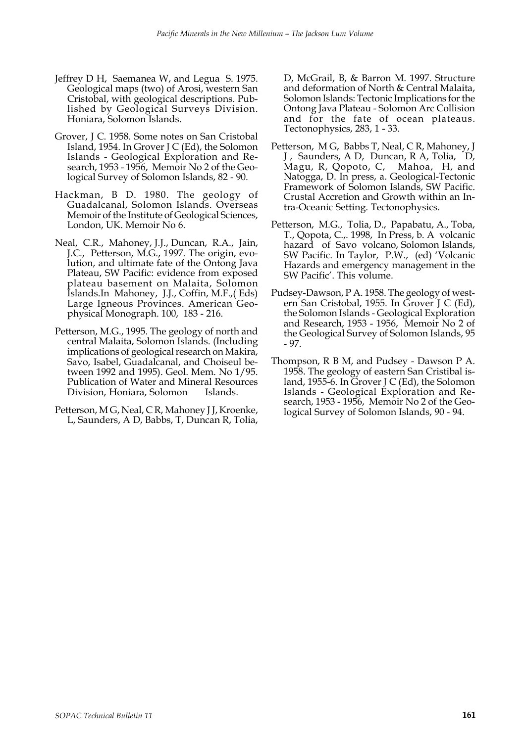Jeffrey D H, Saemanea W, and Legua S. 1975. Geological maps (two) of Arosi, western San Cristobal, with geological descriptions. Published by Geological Surveys Division. Honiara, Solomon Islands.

Grover, J C. 1958. Some notes on San Cristobal Island, 1954. In Grover J C (Ed), the Solomon Islands - Geological Exploration and Research, 1953 - 1956, Memoir No 2 of the Geological Survey of Solomon Islands, 82 - 90.

Hackman, B D. 1980. The geology of Guadalcanal, Solomon Islands. Overseas Memoir of the Institute of Geological Sciences, London, UK. Memoir No 6.

Neal, C.R., Mahoney, J.J., Duncan, R.A., Jain, J.C., Petterson, M.G., 1997. The origin, evolution, and ultimate fate of the Ontong Java Plateau, SW Pacific: evidence from exposed plateau basement on Malaita, Solomon Islands.In Mahoney, J.J., Coffin, M.F.,( Eds) Large Igneous Provinces. American Geophysical Monograph. 100, 183 - 216.

Petterson, M.G., 1995. The geology of north and central Malaita, Solomon Islands. (Including implications of geological research on Makira, Savo, Isabel, Guadalcanal, and Choiseul between 1992 and 1995). Geol. Mem. No 1/95. Publication of Water and Mineral Resources Division, Honiara, Solomon Islands.

Petterson, M G, Neal, C R, Mahoney J J, Kroenke, L, Saunders, A D, Babbs, T, Duncan R, Tolia, D, McGrail, B, & Barron M. 1997. Structure and deformation of North & Central Malaita, Solomon Islands: Tectonic Implications for the Ontong Java Plateau - Solomon Arc Collision and for the fate of ocean plateaus. Tectonophysics, 283, 1 - 33.

Petterson, M G, Babbs T, Neal, C R, Mahoney, J J , Saunders, A D, Duncan, R A, Tolia, D, Magu, R, Qopoto, C, Mahoa, H, and Natogga, D. In press, a. Geological-Tectonic Framework of Solomon Islands, SW Pacific. Crustal Accretion and Growth within an Intra-Oceanic Setting. Tectonophysics.

Petterson, M.G., Tolia, D., Papabatu, A., Toba, T., Qopota, C.,. 1998, In Press, b. A volcanic hazard of Savo volcano, Solomon Islands, SW Pacific. In Taylor, P.W., (ed) 'Volcanic Hazards and emergency management in the SW Pacific'. This volume.

Pudsey-Dawson, P A. 1958. The geology of western San Cristobal, 1955. In Grover J C (Ed), the Solomon Islands - Geological Exploration and Research, 1953 - 1956, Memoir No 2 of the Geological Survey of Solomon Islands, 95 - 97.

Thompson, R B M, and Pudsey - Dawson P A. 1958. The geology of eastern San Cristibal island, 1955-6. In Grover J C (Ed), the Solomon Islands - Geological Exploration and Research, 1953 - 1956, Memoir No 2 of the Geological Survey of Solomon Islands, 90 - 94.